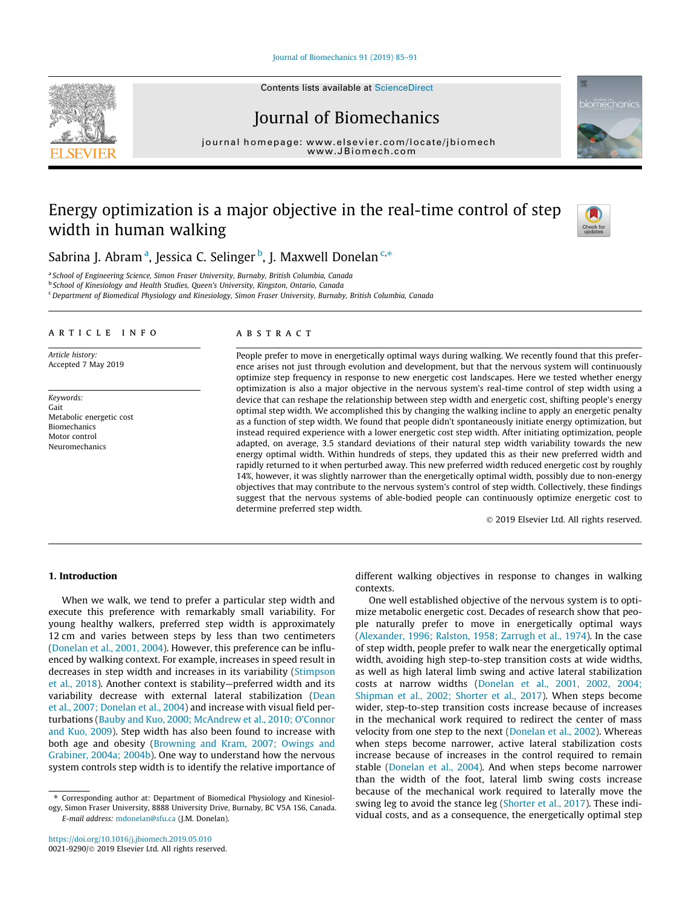# Energy optimization is a major objective in the real-time control of step width in human walking

Sabrina J. Abram [a], Jessica C. Selinger [b], J. Maxwell Donelan [c,*]

[a] School of Engineering Science, Simon Fraser University, Burnaby, British Columbia, Canada
[b] School of Kinesiology and Health Studies, Queen's University, Kingston, Ontario, Canada
[c] Department of Biomedical Physiology and Kinesiology, Simon Fraser University, Burnaby, British Columbia, Canada

## ARTICLE INFO

*Article history:*
Accepted 7 May 2019

*Keywords:*
Gait
Metabolic energetic cost
Biomechanics
Motor control
Neuromechanics

## ABSTRACT

People prefer to move in energetically optimal ways during walking. We recently found that this preference arises not just through evolution and development, but that the nervous system will continuously optimize step frequency in response to new energetic cost landscapes. Here we tested whether energy optimization is also a major objective in the nervous system's real-time control of step width using a device that can reshape the relationship between step width and energetic cost, shifting people's energy optimal step width. We accomplished this by changing the walking incline to apply an energetic penalty as a function of step width. We found that people didn't spontaneously initiate energy optimization, but instead required experience with a lower energetic cost step width. After initiating optimization, people adapted, on average, 3.5 standard deviations of their natural step width variability towards the new energy optimal width. Within hundreds of steps, they updated this as their new preferred width and rapidly returned to it when perturbed away. This new preferred width reduced energetic cost by roughly 14%, however, it was slightly narrower than the energetically optimal width, possibly due to non-energy objectives that may contribute to the nervous system's control of step width. Collectively, these findings suggest that the nervous systems of able-bodied people can continuously optimize energetic cost to determine preferred step width.

© 2019 Elsevier Ltd. All rights reserved.

## 1. Introduction

When we walk, we tend to prefer a particular step width and execute this preference with remarkably small variability. For young healthy walkers, preferred step width is approximately 12 cm and varies between steps by less than two centimeters (Donelan et al., 2001, 2004). However, this preference can be influenced by walking context. For example, increases in speed result in decreases in step width and increases in its variability (Stimpson et al., 2018). Another context is stability—preferred width and its variability decrease with external lateral stabilization (Dean et al., 2007; Donelan et al., 2004) and increase with visual field perturbations (Bauby and Kuo, 2000; McAndrew et al., 2010; O'Connor and Kuo, 2009). Step width has also been found to increase with both age and obesity (Browning and Kram, 2007; Owings and Grabiner, 2004a; 2004b). One way to understand how the nervous system controls step width is to identify the relative importance of different walking objectives in response to changes in walking contexts.

One well established objective of the nervous system is to optimize metabolic energetic cost. Decades of research show that people naturally prefer to move in energetically optimal ways (Alexander, 1996; Ralston, 1958; Zarrugh et al., 1974). In the case of step width, people prefer to walk near the energetically optimal width, avoiding high step-to-step transition costs at wide widths, as well as high lateral limb swing and active lateral stabilization costs at narrow widths (Donelan et al., 2001, 2002, 2004; Shipman et al., 2002; Shorter et al., 2017). When steps become wider, step-to-step transition costs increase because of increases in the mechanical work required to redirect the center of mass velocity from one step to the next (Donelan et al., 2002). Whereas when steps become narrower, active lateral stabilization costs increase because of increases in the control required to remain stable (Donelan et al., 2004). And when steps become narrower than the width of the foot, lateral limb swing costs increase because of the mechanical work required to laterally move the swing leg to avoid the stance leg (Shorter et al., 2017). These individual costs, and as a consequence, the energetically optimal step

* Corresponding author at: Department of Biomedical Physiology and Kinesiology, Simon Fraser University, 8888 University Drive, Burnaby, BC V5A 1S6, Canada.
*E-mail address:* mdonelan@sfu.ca (J.M. Donelan).

https://doi.org/10.1016/j.jbiomech.2019.05.010
0021-9290/© 2019 Elsevier Ltd. All rights reserved.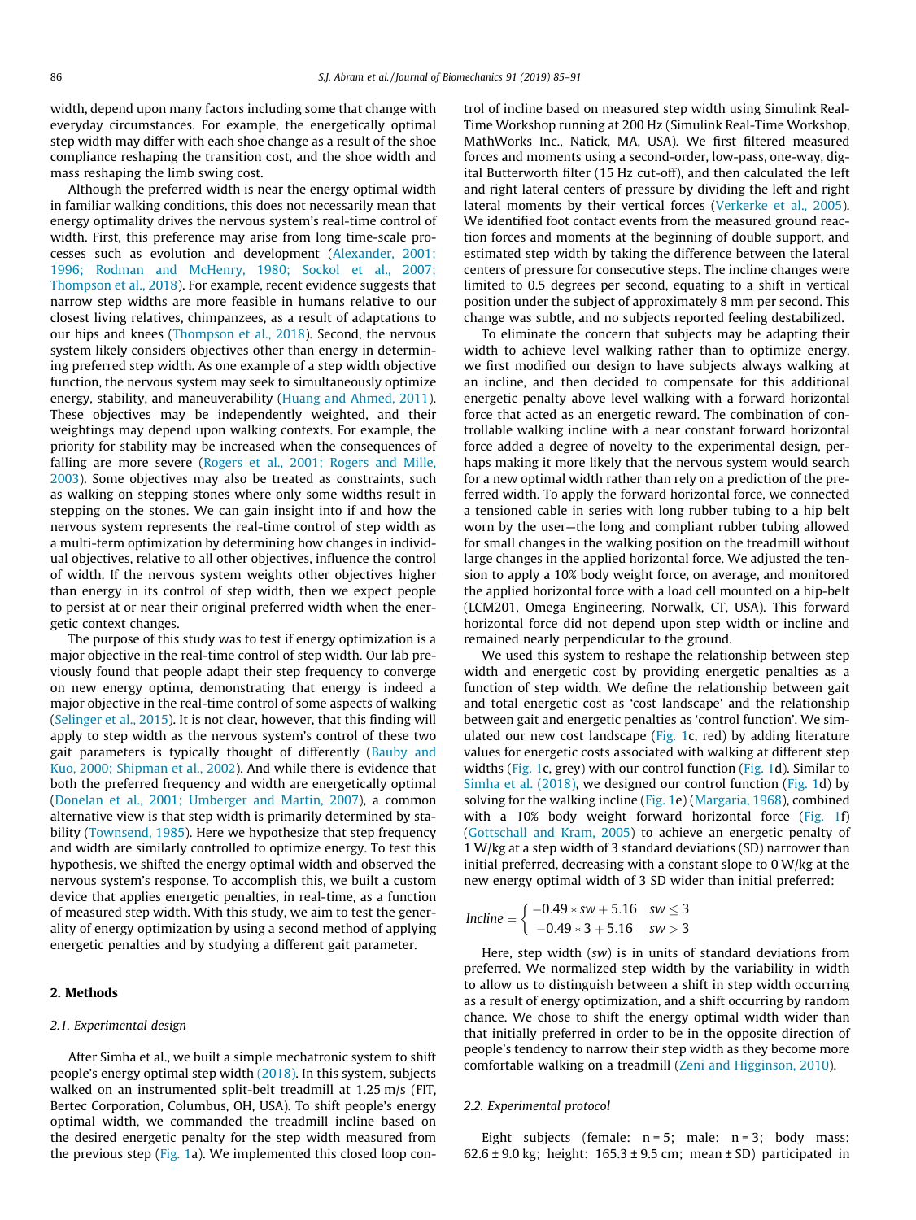width, depend upon many factors including some that change with everyday circumstances. For example, the energetically optimal step width may differ with each shoe change as a result of the shoe compliance reshaping the transition cost, and the shoe width and mass reshaping the limb swing cost.

Although the preferred width is near the energy optimal width in familiar walking conditions, this does not necessarily mean that energy optimality drives the nervous system's real-time control of width. First, this preference may arise from long time-scale processes such as evolution and development (Alexander, 2001; 1996; Rodman and McHenry, 1980; Sockol et al., 2007; Thompson et al., 2018). For example, recent evidence suggests that narrow step widths are more feasible in humans relative to our closest living relatives, chimpanzees, as a result of adaptations to our hips and knees (Thompson et al., 2018). Second, the nervous system likely considers objectives other than energy in determining preferred step width. As one example of a step width objective function, the nervous system may seek to simultaneously optimize energy, stability, and maneuverability (Huang and Ahmed, 2011). These objectives may be independently weighted, and their weightings may depend upon walking contexts. For example, the priority for stability may be increased when the consequences of falling are more severe (Rogers et al., 2001; Rogers and Mille, 2003). Some objectives may also be treated as constraints, such as walking on stepping stones where only some widths result in stepping on the stones. We can gain insight into if and how the nervous system represents the real-time control of step width as a multi-term optimization by determining how changes in individual objectives, relative to all other objectives, influence the control of width. If the nervous system weights other objectives higher than energy in its control of step width, then we expect people to persist at or near their original preferred width when the energetic context changes.

The purpose of this study was to test if energy optimization is a major objective in the real-time control of step width. Our lab previously found that people adapt their step frequency to converge on new energy optima, demonstrating that energy is indeed a major objective in the real-time control of some aspects of walking (Selinger et al., 2015). It is not clear, however, that this finding will apply to step width as the nervous system's control of these two gait parameters is typically thought of differently (Bauby and Kuo, 2000; Shipman et al., 2002). And while there is evidence that both the preferred frequency and width are energetically optimal (Donelan et al., 2001; Umberger and Martin, 2007), a common alternative view is that step width is primarily determined by stability (Townsend, 1985). Here we hypothesize that step frequency and width are similarly controlled to optimize energy. To test this hypothesis, we shifted the energy optimal width and observed the nervous system's response. To accomplish this, we built a custom device that applies energetic penalties, in real-time, as a function of measured step width. With this study, we aim to test the generality of energy optimization by using a second method of applying energetic penalties and by studying a different gait parameter.

## 2. Methods

### 2.1. Experimental design

After Simha et al., we built a simple mechatronic system to shift people's energy optimal step width (2018). In this system, subjects walked on an instrumented split-belt treadmill at 1.25 m/s (FIT, Bertec Corporation, Columbus, OH, USA). To shift people's energy optimal width, we commanded the treadmill incline based on the desired energetic penalty for the step width measured from the previous step (Fig. 1a). We implemented this closed loop control of incline based on measured step width using Simulink Real-Time Workshop running at 200 Hz (Simulink Real-Time Workshop, MathWorks Inc., Natick, MA, USA). We first filtered measured forces and moments using a second-order, low-pass, one-way, digital Butterworth filter (15 Hz cut-off), and then calculated the left and right lateral centers of pressure by dividing the left and right lateral moments by their vertical forces (Verkerke et al., 2005). We identified foot contact events from the measured ground reaction forces and moments at the beginning of double support, and estimated step width by taking the difference between the lateral centers of pressure for consecutive steps. The incline changes were limited to 0.5 degrees per second, equating to a shift in vertical position under the subject of approximately 8 mm per second. This change was subtle, and no subjects reported feeling destabilized.

To eliminate the concern that subjects may be adapting their width to achieve level walking rather than to optimize energy, we first modified our design to have subjects always walking at an incline, and then decided to compensate for this additional energetic penalty above level walking with a forward horizontal force that acted as an energetic reward. The combination of controllable walking incline with a near constant forward horizontal force added a degree of novelty to the experimental design, perhaps making it more likely that the nervous system would search for a new optimal width rather than rely on a prediction of the preferred width. To apply the forward horizontal force, we connected a tensioned cable in series with long rubber tubing to a hip belt worn by the user—the long and compliant rubber tubing allowed for small changes in the walking position on the treadmill without large changes in the applied horizontal force. We adjusted the tension to apply a 10% body weight force, on average, and monitored the applied horizontal force with a load cell mounted on a hip-belt (LCM201, Omega Engineering, Norwalk, CT, USA). This forward horizontal force did not depend upon step width or incline and remained nearly perpendicular to the ground.

We used this system to reshape the relationship between step width and energetic cost by providing energetic penalties as a function of step width. We define the relationship between gait and total energetic cost as 'cost landscape' and the relationship between gait and energetic penalties as 'control function'. We simulated our new cost landscape (Fig. 1c, red) by adding literature values for energetic costs associated with walking at different step widths (Fig. 1c, grey) with our control function (Fig. 1d). Similar to Simha et al. (2018), we designed our control function (Fig. 1d) by solving for the walking incline (Fig. 1e) (Margaria, 1968), combined with a 10% body weight forward horizontal force (Fig. 1f) (Gottschall and Kram, 2005) to achieve an energetic penalty of 1 W/kg at a step width of 3 standard deviations (SD) narrower than initial preferred, decreasing with a constant slope to 0 W/kg at the new energy optimal width of 3 SD wider than initial preferred:

$$Incline = \begin{cases} -0.49 * sw + 5.16 & sw \leq 3 \\ -0.49 * 3 + 5.16 & sw > 3 \end{cases}$$

Here, step width ($sw$) is in units of standard deviations from preferred. We normalized step width by the variability in width to allow us to distinguish between a shift in step width occurring as a result of energy optimization, and a shift occurring by random chance. We chose to shift the energy optimal width wider than that initially preferred in order to be in the opposite direction of people's tendency to narrow their step width as they become more comfortable walking on a treadmill (Zeni and Higginson, 2010).

### 2.2. Experimental protocol

Eight subjects (female: n = 5; male: n = 3; body mass: 62.6 ± 9.0 kg; height: 165.3 ± 9.5 cm; mean ± SD) participated in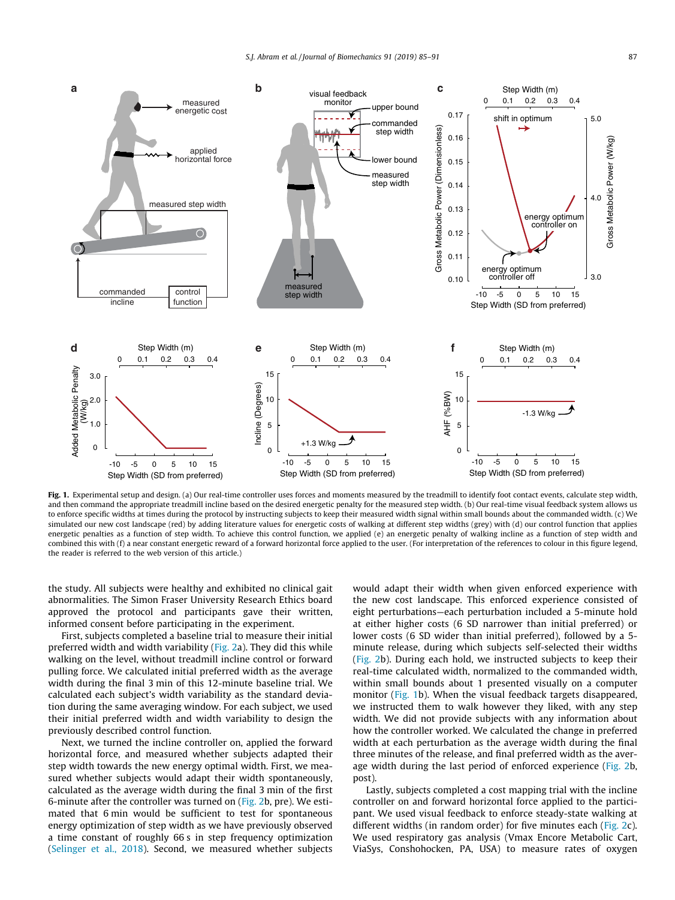**Fig. 1.** Experimental setup and design. (a) Our real-time controller uses forces and moments measured by the treadmill to identify foot contact events, calculate step width, and then command the appropriate treadmill incline based on the desired energetic penalty for the measured step width. (b) Our real-time visual feedback system allows us to enforce specific widths at times during the protocol by instructing subjects to keep their measured width signal within small bounds about the commanded width. (c) We simulated our new cost landscape (red) by adding literature values for energetic costs of walking at different step widths (grey) with (d) our control function that applies energetic penalties as a function of step width. To achieve this control function, we applied (e) an energetic penalty of walking incline as a function of step width and combined this with (f) a near constant energetic reward of a forward horizontal force applied to the user. (For interpretation of the references to colour in this figure legend, the reader is referred to the web version of this article.)

the study. All subjects were healthy and exhibited no clinical gait abnormalities. The Simon Fraser University Research Ethics board approved the protocol and participants gave their written, informed consent before participating in the experiment.

First, subjects completed a baseline trial to measure their initial preferred width and width variability (Fig. 2a). They did this while walking on the level, without treadmill incline control or forward pulling force. We calculated initial preferred width as the average width during the final 3 min of this 12-minute baseline trial. We calculated each subject's width variability as the standard deviation during the same averaging window. For each subject, we used their initial preferred width and width variability to design the previously described control function.

Next, we turned the incline controller on, applied the forward horizontal force, and measured whether subjects adapted their step width towards the new energy optimal width. First, we measured whether subjects would adapt their width spontaneously, calculated as the average width during the final 3 min of the first 6-minute after the controller was turned on (Fig. 2b, pre). We estimated that 6 min would be sufficient to test for spontaneous energy optimization of step width as we have previously observed a time constant of roughly 66 s in step frequency optimization (Selinger et al., 2018). Second, we measured whether subjects would adapt their width when given enforced experience with the new cost landscape. This enforced experience consisted of eight perturbations—each perturbation included a 5-minute hold at either higher costs (6 SD narrower than initial preferred) or lower costs (6 SD wider than initial preferred), followed by a 5-minute release, during which subjects self-selected their widths (Fig. 2b). During each hold, we instructed subjects to keep their real-time calculated width, normalized to the commanded width, within small bounds about 1 presented visually on a computer monitor (Fig. 1b). When the visual feedback targets disappeared, we instructed them to walk however they liked, with any step width. We did not provide subjects with any information about how the controller worked. We calculated the change in preferred width at each perturbation as the average width during the final three minutes of the release, and final preferred width as the average width during the last period of enforced experience (Fig. 2b, post).

Lastly, subjects completed a cost mapping trial with the incline controller on and forward horizontal force applied to the participant. We used visual feedback to enforce steady-state walking at different widths (in random order) for five minutes each (Fig. 2c). We used respiratory gas analysis (Vmax Encore Metabolic Cart, ViaSys, Conshohocken, PA, USA) to measure rates of oxygen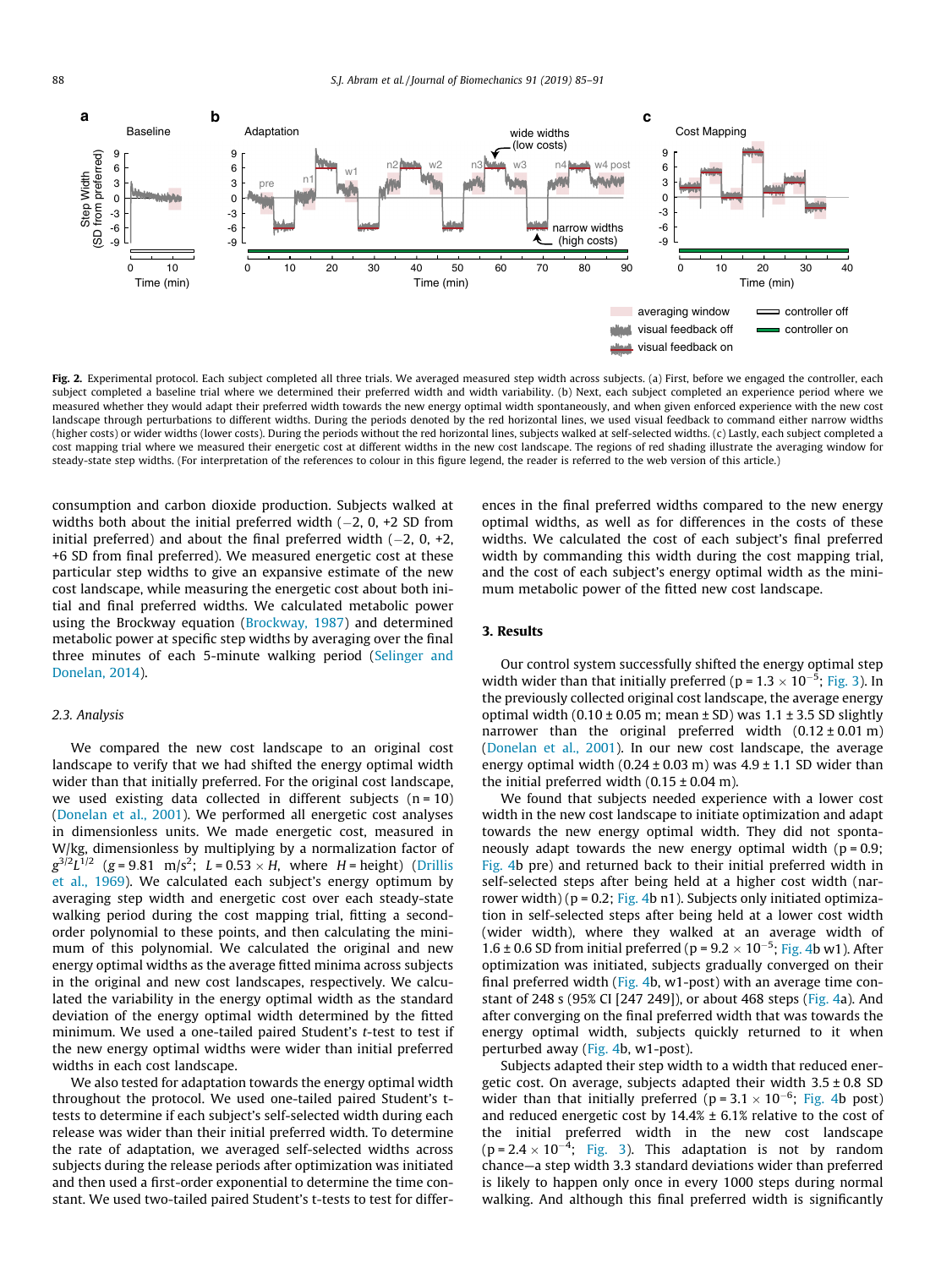Fig. 2. Experimental protocol. Each subject completed all three trials. We averaged measured step width across subjects. (a) First, before we engaged the controller, each subject completed a baseline trial where we determined their preferred width and width variability. (b) Next, each subject completed an experience period where we measured whether they would adapt their preferred width towards the new energy optimal width spontaneously, and when given enforced experience with the new cost landscape through perturbations to different widths. During the periods denoted by the red horizontal lines, we used visual feedback to command either narrow widths (higher costs) or wider widths (lower costs). During the periods without the red horizontal lines, subjects walked at self-selected widths. (c) Lastly, each subject completed a cost mapping trial where we measured their energetic cost at different widths in the new cost landscape. The regions of red shading illustrate the averaging window for steady-state step widths. (For interpretation of the references to colour in this figure legend, the reader is referred to the web version of this article.)

consumption and carbon dioxide production. Subjects walked at widths both about the initial preferred width (−2, 0, +2 SD from initial preferred) and about the final preferred width (−2, 0, +2, +6 SD from final preferred). We measured energetic cost at these particular step widths to give an expansive estimate of the new cost landscape, while measuring the energetic cost about both initial and final preferred widths. We calculated metabolic power using the Brockway equation (Brockway, 1987) and determined metabolic power at specific step widths by averaging over the final three minutes of each 5-minute walking period (Selinger and Donelan, 2014).

### 2.3. Analysis

We compared the new cost landscape to an original cost landscape to verify that we had shifted the energy optimal width wider than that initially preferred. For the original cost landscape, we used existing data collected in different subjects (n = 10) (Donelan et al., 2001). We performed all energetic cost analyses in dimensionless units. We made energetic cost, measured in W/kg, dimensionless by multiplying by a normalization factor of $g^{3/2}L^{1/2}$ ($g$ = 9.81 m/s$^2$; $L$ = 0.53 × $H$, where $H$ = height) (Drillis et al., 1969). We calculated each subject's energy optimum by averaging step width and energetic cost over each steady-state walking period during the cost mapping trial, fitting a second-order polynomial to these points, and then calculating the minimum of this polynomial. We calculated the original and new energy optimal widths as the average fitted minima across subjects in the original and new cost landscapes, respectively. We calculated the variability in the energy optimal width as the standard deviation of the energy optimal width determined by the fitted minimum. We used a one-tailed paired Student's $t$-test to test if the new energy optimal widths were wider than initial preferred widths in each cost landscape.

We also tested for adaptation towards the energy optimal width throughout the protocol. We used one-tailed paired Student's t-tests to determine if each subject's self-selected width during each release was wider than their initial preferred width. To determine the rate of adaptation, we averaged self-selected widths across subjects during the release periods after optimization was initiated and then used a first-order exponential to determine the time constant. We used two-tailed paired Student's t-tests to test for differences in the final preferred widths compared to the new energy optimal widths, as well as for differences in the costs of these widths. We calculated the cost of each subject's final preferred width by commanding this width during the cost mapping trial, and the cost of each subject's energy optimal width as the minimum metabolic power of the fitted new cost landscape.

## 3. Results

Our control system successfully shifted the energy optimal step width wider than that initially preferred ($p = 1.3 \times 10^{-5}$; Fig. 3). In the previously collected original cost landscape, the average energy optimal width (0.10 ± 0.05 m; mean ± SD) was 1.1 ± 3.5 SD slightly narrower than the original preferred width (0.12 ± 0.01 m) (Donelan et al., 2001). In our new cost landscape, the average energy optimal width (0.24 ± 0.03 m) was 4.9 ± 1.1 SD wider than the initial preferred width (0.15 ± 0.04 m).

We found that subjects needed experience with a lower cost width in the new cost landscape to initiate optimization and adapt towards the new energy optimal width. They did not spontaneously adapt towards the new energy optimal width ($p = 0.9$; Fig. 4b pre) and returned back to their initial preferred width in self-selected steps after being held at a higher cost width (narrower width) ($p = 0.2$; Fig. 4b n1). Subjects only initiated optimization in self-selected steps after being held at a lower cost width (wider width), where they walked at an average width of 1.6 ± 0.6 SD from initial preferred ($p = 9.2 \times 10^{-5}$; Fig. 4b w1). After optimization was initiated, subjects gradually converged on their final preferred width (Fig. 4b, w1-post) with an average time constant of 248 s (95% CI [247 249]), or about 468 steps (Fig. 4a). And after converging on the final preferred width that was towards the energy optimal width, subjects quickly returned to it when perturbed away (Fig. 4b, w1-post).

Subjects adapted their step width to a width that reduced energetic cost. On average, subjects adapted their width 3.5 ± 0.8 SD wider than that initially preferred ($p = 3.1 \times 10^{-6}$; Fig. 4b post) and reduced energetic cost by 14.4% ± 6.1% relative to the cost of the initial preferred width in the new cost landscape ($p = 2.4 \times 10^{-4}$; Fig. 3). This adaptation is not by random chance—a step width 3.3 standard deviations wider than preferred is likely to happen only once in every 1000 steps during normal walking. And although this final preferred width is significantly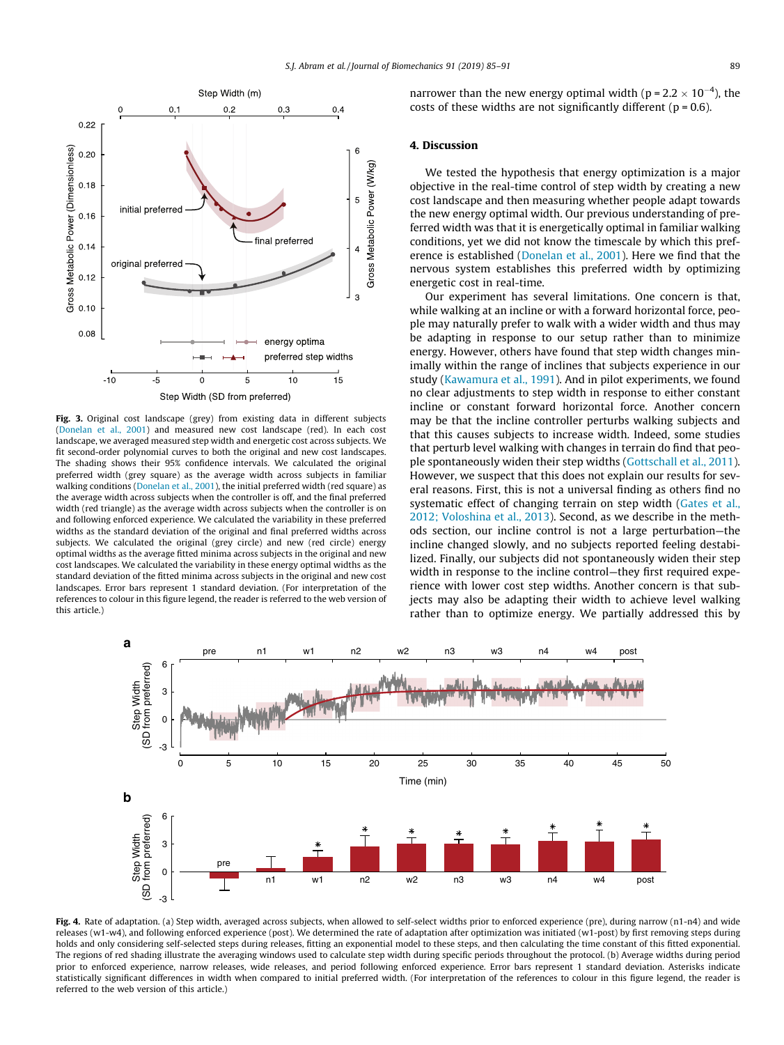Fig. 3. Original cost landscape (grey) from existing data in different subjects (Donelan et al., 2001) and measured new cost landscape (red). In each cost landscape, we averaged measured step width and energetic cost across subjects. We fit second-order polynomial curves to both the original and new cost landscapes. The shading shows their 95% confidence intervals. We calculated the original preferred width (grey square) as the average width across subjects in familiar walking conditions (Donelan et al., 2001), the initial preferred width (red square) as the average width across subjects when the controller is off, and the final preferred width (red triangle) as the average width across subjects when the controller is on and following enforced experience. We calculated the variability in these preferred widths as the standard deviation of the original and final preferred widths across subjects. We calculated the original (grey circle) and new (red circle) energy optimal widths as the average fitted minima across subjects in the original and new cost landscapes. We calculated the variability in these energy optimal widths as the standard deviation of the fitted minima across subjects in the original and new cost landscapes. Error bars represent 1 standard deviation. (For interpretation of the references to colour in this figure legend, the reader is referred to the web version of this article.)

narrower than the new energy optimal width ($p = 2.2 \times 10^{-4}$), the costs of these widths are not significantly different ($p = 0.6$).

## 4. Discussion

We tested the hypothesis that energy optimization is a major objective in the real-time control of step width by creating a new cost landscape and then measuring whether people adapt towards the new energy optimal width. Our previous understanding of preferred width was that it is energetically optimal in familiar walking conditions, yet we did not know the timescale by which this preference is established (Donelan et al., 2001). Here we find that the nervous system establishes this preferred width by optimizing energetic cost in real-time.

Our experiment has several limitations. One concern is that, while walking at an incline or with a forward horizontal force, people may naturally prefer to walk with a wider width and thus may be adapting in response to our setup rather than to minimize energy. However, others have found that step width changes minimally within the range of inclines that subjects experience in our study (Kawamura et al., 1991). And in pilot experiments, we found no clear adjustments to step width in response to either constant incline or constant forward horizontal force. Another concern may be that the incline controller perturbs walking subjects and that this causes subjects to increase width. Indeed, some studies that perturb level walking with changes in terrain do find that people spontaneously widen their step widths (Gottschall et al., 2011). However, we suspect that this does not explain our results for several reasons. First, this is not a universal finding as others find no systematic effect of changing terrain on step width (Gates et al., 2012; Voloshina et al., 2013). Second, as we describe in the methods section, our incline control is not a large perturbation—the incline changed slowly, and no subjects reported feeling destabilized. Finally, our subjects did not spontaneously widen their step width in response to the incline control—they first required experience with lower cost step widths. Another concern is that subjects may also be adapting their width to achieve level walking rather than to optimize energy. We partially addressed this by

Fig. 4. Rate of adaptation. (a) Step width, averaged across subjects, when allowed to self-select widths prior to enforced experience (pre), during narrow (n1-n4) and wide releases (w1-w4), and following enforced experience (post). We determined the rate of adaptation after optimization was initiated (w1-post) by first removing steps during holds and only considering self-selected steps during releases, fitting an exponential model to these steps, and then calculating the time constant of this fitted exponential. The regions of red shading illustrate the averaging windows used to calculate step width during specific periods throughout the protocol. (b) Average widths during period prior to enforced experience, narrow releases, wide releases, and period following enforced experience. Error bars represent 1 standard deviation. Asterisks indicate statistically significant differences in width when compared to initial preferred width. (For interpretation of the references to colour in this figure legend, the reader is referred to the web version of this article.)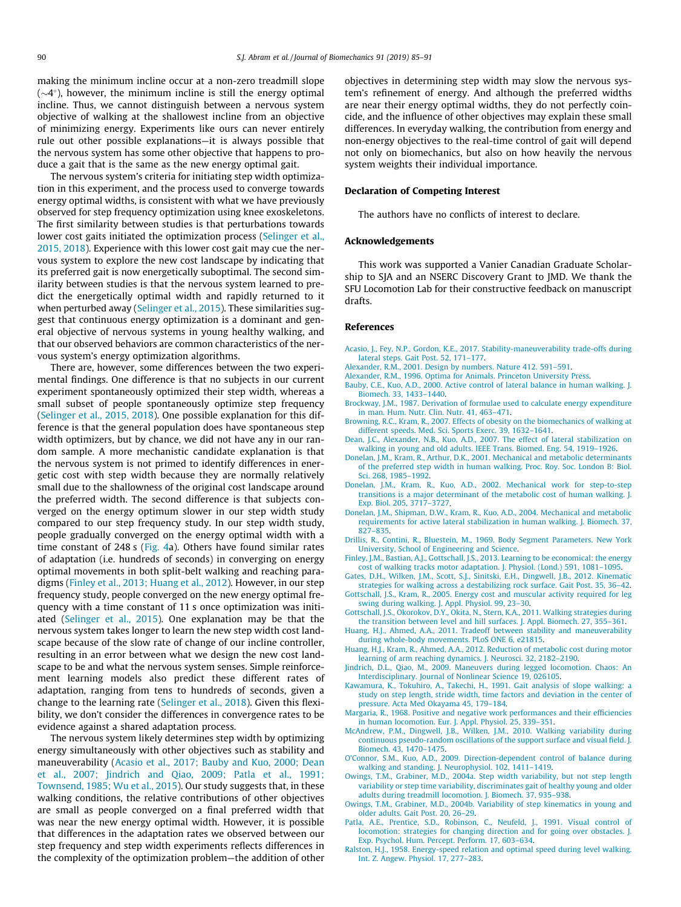making the minimum incline occur at a non-zero treadmill slope (~4°), however, the minimum incline is still the energy optimal incline. Thus, we cannot distinguish between a nervous system objective of walking at the shallowest incline from an objective of minimizing energy. Experiments like ours can never entirely rule out other possible explanations—it is always possible that the nervous system has some other objective that happens to produce a gait that is the same as the new energy optimal gait.

The nervous system's criteria for initiating step width optimization in this experiment, and the process used to converge towards energy optimal widths, is consistent with what we have previously observed for step frequency optimization using knee exoskeletons. The first similarity between studies is that perturbations towards lower cost gaits initiated the optimization process (Selinger et al., 2015, 2018). Experience with this lower cost gait may cue the nervous system to explore the new cost landscape by indicating that its preferred gait is now energetically suboptimal. The second similarity between studies is that the nervous system learned to predict the energetically optimal width and rapidly returned to it when perturbed away (Selinger et al., 2015). These similarities suggest that continuous energy optimization is a dominant and general objective of nervous systems in young healthy walking, and that our observed behaviors are common characteristics of the nervous system's energy optimization algorithms.

There are, however, some differences between the two experimental findings. One difference is that no subjects in our current experiment spontaneously optimized their step width, whereas a small subset of people spontaneously optimize step frequency (Selinger et al., 2015, 2018). One possible explanation for this difference is that the general population does have spontaneous step width optimizers, but by chance, we did not have any in our random sample. A more mechanistic candidate explanation is that the nervous system is not primed to identify differences in energetic cost with step width because they are normally relatively small due to the shallowness of the original cost landscape around the preferred width. The second difference is that subjects converged on the energy optimum slower in our step width study compared to our step frequency study. In our step width study, people gradually converged on the energy optimal width with a time constant of 248 s (Fig. 4a). Others have found similar rates of adaptation (i.e. hundreds of seconds) in converging on energy optimal movements in both split-belt walking and reaching paradigms (Finley et al., 2013; Huang et al., 2012). However, in our step frequency study, people converged on the new energy optimal frequency with a time constant of 11 s once optimization was initiated (Selinger et al., 2015). One explanation may be that the nervous system takes longer to learn the new step width cost landscape because of the slow rate of change of our incline controller, resulting in an error between what we design the new cost landscape to be and what the nervous system senses. Simple reinforcement learning models also predict these different rates of adaptation, ranging from tens to hundreds of seconds, given a change to the learning rate (Selinger et al., 2018). Given this flexibility, we don't consider the differences in convergence rates to be evidence against a shared adaptation process.

The nervous system likely determines step width by optimizing energy simultaneously with other objectives such as stability and maneuverability (Acasio et al., 2017; Bauby and Kuo, 2000; Dean et al., 2007; Jindrich and Qiao, 2009; Patla et al., 1991; Townsend, 1985; Wu et al., 2015). Our study suggests that, in these walking conditions, the relative contributions of other objectives are small as people converged on a final preferred width that was near the new energy optimal width. However, it is possible that differences in the adaptation rates we observed between our step frequency and step width experiments reflects differences in the complexity of the optimization problem—the addition of other objectives in determining step width may slow the nervous system's refinement of energy. And although the preferred widths are near their energy optimal widths, they do not perfectly coincide, and the influence of other objectives may explain these small differences. In everyday walking, the contribution from energy and non-energy objectives to the real-time control of gait will depend not only on biomechanics, but also on how heavily the nervous system weights their individual importance.

## Declaration of Competing Interest

The authors have no conflicts of interest to declare.

## Acknowledgements

This work was supported a Vanier Canadian Graduate Scholarship to SJA and an NSERC Discovery Grant to JMD. We thank the SFU Locomotion Lab for their constructive feedback on manuscript drafts.

## References

Acasio, J., Fey, N.P., Gordon, K.E., 2017. Stability-maneuverability trade-offs during lateral steps. Gait Post. 52, 171–177.

Alexander, R.M., 2001. Design by numbers. Nature 412. 591–591.

Alexander, R.M., 1996. Optima for Animals. Princeton University Press.

Bauby, C.E., Kuo, A.D., 2000. Active control of lateral balance in human walking. J. Biomech. 33, 1433–1440.

Brockway, J.M., 1987. Derivation of formulae used to calculate energy expenditure in man. Hum. Nutr. Clin. Nutr. 41, 463–471.

Browning, R.C., Kram, R., 2007. Effects of obesity on the biomechanics of walking at different speeds. Med. Sci. Sports Exerc. 39, 1632–1641.

Dean, J.C., Alexander, N.B., Kuo, A.D., 2007. The effect of lateral stabilization on walking in young and old adults. IEEE Trans. Biomed. Eng. 54, 1919–1926.

Donelan, J.M., Kram, R., Arthur, D.K., 2001. Mechanical and metabolic determinants of the preferred step width in human walking. Proc. Roy. Soc. London B: Biol. Sci. 268, 1985–1992.

Donelan, J.M., Kram, R., Kuo, A.D., 2002. Mechanical work for step-to-step transitions is a major determinant of the metabolic cost of human walking. J. Exp. Biol. 205, 3717–3727.

Donelan, J.M., Shipman, D.W., Kram, R., Kuo, A.D., 2004. Mechanical and metabolic requirements for active lateral stabilization in human walking. J. Biomech. 37, 827–835.

Drillis, R., Contini, R., Bluestein, M., 1969. Body Segment Parameters. New York University, School of Engineering and Science.

Finley, J.M., Bastian, A.J., Gottschall, J.S., 2013. Learning to be economical: the energy cost of walking tracks motor adaptation. J. Physiol. (Lond.) 591, 1081–1095.

Gates, D.H., Wilken, J.M., Scott, S.J., Sinitski, E.H., Dingwell, J.B., 2012. Kinematic strategies for walking across a destabilizing rock surface. Gait Post. 35, 36–42.

Gottschall, J.S., Kram, R., 2005. Energy cost and muscular activity required for leg swing during walking. J. Appl. Physiol. 99, 23–30.

Gottschall, J.S., Okorokov, D.Y., Okita, N., Stern, K.A., 2011. Walking strategies during the transition between level and hill surfaces. J. Appl. Biomech. 27, 355–361.

Huang, H.J., Ahmed, A.A., 2011. Tradeoff between stability and maneuverability during whole-body movements. PLoS ONE 6, e21815.

Huang, H.J., Kram, R., Ahmed, A.A., 2012. Reduction of metabolic cost during motor learning of arm reaching dynamics. J. Neurosci. 32, 2182–2190.

Jindrich, D.L., Qiao, M., 2009. Maneuvers during legged locomotion. Chaos: An Interdisciplinary. Journal of Nonlinear Science 19, 026105.

Kawamura, K., Tokuhiro, A., Takechi, H., 1991. Gait analysis of slope walking: a study on step length, stride width, time factors and deviation in the center of pressure. Acta Med Okayama 45, 179–184.

Margaria, R., 1968. Positive and negative work performances and their efficiencies in human locomotion. Eur. J. Appl. Physiol. 25, 339–351.

McAndrew, P.M., Dingwell, J.B., Wilken, J.M., 2010. Walking variability during continuous pseudo-random oscillations of the support surface and visual field. J. Biomech. 43, 1470–1475.

O'Connor, S.M., Kuo, A.D., 2009. Direction-dependent control of balance during walking and standing. J. Neurophysiol. 102, 1411–1419.

Owings, T.M., Grabiner, M.D., 2004a. Step width variability, but not step length variability or step time variability, discriminates gait of healthy young and older adults during treadmill locomotion. J. Biomech. 37, 935–938.

Owings, T.M., Grabiner, M.D., 2004b. Variability of step kinematics in young and older adults. Gait Post. 20, 26–29.

Patla, A.E., Prentice, S.D., Robinson, C., Neufeld, J., 1991. Visual control of locomotion: strategies for changing direction and for going over obstacles. J. Exp. Psychol. Hum. Percept. Perform. 17, 603–634.

Ralston, H.J., 1958. Energy-speed relation and optimal speed during level walking. Int. Z. Angew. Physiol. 17, 277–283.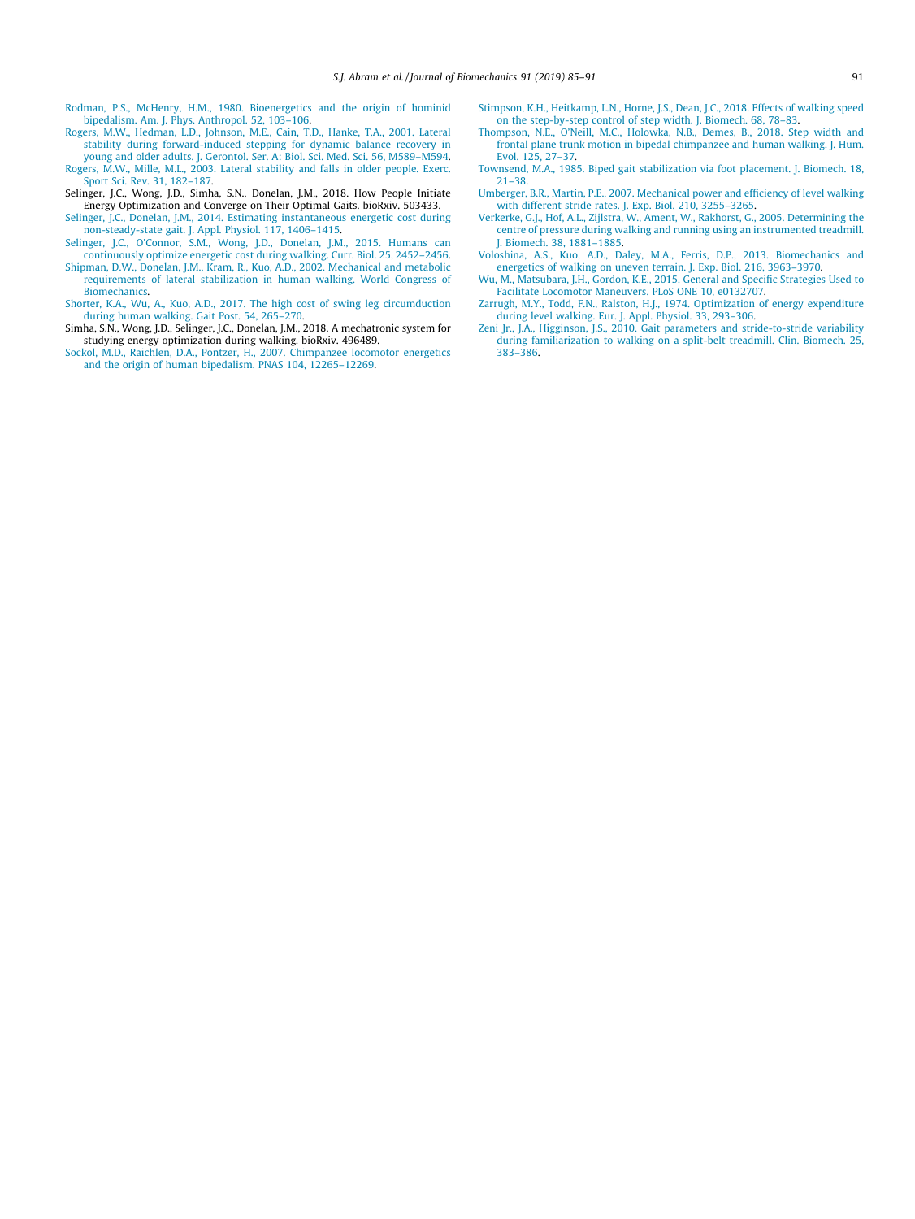Rodman, P.S., McHenry, H.M., 1980. Bioenergetics and the origin of hominid bipedalism. Am. J. Phys. Anthropol. 52, 103–106.

Rogers, M.W., Hedman, L.D., Johnson, M.E., Cain, T.D., Hanke, T.A., 2001. Lateral stability during forward-induced stepping for dynamic balance recovery in young and older adults. J. Gerontol. Ser. A: Biol. Sci. Med. Sci. 56, M589–M594.

Rogers, M.W., Mille, M.L., 2003. Lateral stability and falls in older people. Exerc. Sport Sci. Rev. 31, 182–187.

Selinger, J.C., Wong, J.D., Simha, S.N., Donelan, J.M., 2018. How People Initiate Energy Optimization and Converge on Their Optimal Gaits. bioRxiv. 503433.

Selinger, J.C., Donelan, J.M., 2014. Estimating instantaneous energetic cost during non-steady-state gait. J. Appl. Physiol. 117, 1406–1415.

Selinger, J.C., O'Connor, S.M., Wong, J.D., Donelan, J.M., 2015. Humans can continuously optimize energetic cost during walking. Curr. Biol. 25, 2452–2456.

Shipman, D.W., Donelan, J.M., Kram, R., Kuo, A.D., 2002. Mechanical and metabolic requirements of lateral stabilization in human walking. World Congress of Biomechanics.

Shorter, K.A., Wu, A., Kuo, A.D., 2017. The high cost of swing leg circumduction during human walking. Gait Post. 54, 265–270.

Simha, S.N., Wong, J.D., Selinger, J.C., Donelan, J.M., 2018. A mechatronic system for studying energy optimization during walking. bioRxiv. 496489.

Sockol, M.D., Raichlen, D.A., Pontzer, H., 2007. Chimpanzee locomotor energetics and the origin of human bipedalism. PNAS 104, 12265–12269.

Stimpson, K.H., Heitkamp, L.N., Horne, J.S., Dean, J.C., 2018. Effects of walking speed on the step-by-step control of step width. J. Biomech. 68, 78–83.

Thompson, N.E., O'Neill, M.C., Holowka, N.B., Demes, B., 2018. Step width and frontal plane trunk motion in bipedal chimpanzee and human walking. J. Hum. Evol. 125, 27–37.

Townsend, M.A., 1985. Biped gait stabilization via foot placement. J. Biomech. 18, 21–38.

Umberger, B.R., Martin, P.E., 2007. Mechanical power and efficiency of level walking with different stride rates. J. Exp. Biol. 210, 3255–3265.

Verkerke, G.J., Hof, A.L., Zijlstra, W., Ament, W., Rakhorst, G., 2005. Determining the centre of pressure during walking and running using an instrumented treadmill. J. Biomech. 38, 1881–1885.

Voloshina, A.S., Kuo, A.D., Daley, M.A., Ferris, D.P., 2013. Biomechanics and energetics of walking on uneven terrain. J. Exp. Biol. 216, 3963–3970.

Wu, M., Matsubara, J.H., Gordon, K.E., 2015. General and Specific Strategies Used to Facilitate Locomotor Maneuvers. PLoS ONE 10, e0132707.

Zarrugh, M.Y., Todd, F.N., Ralston, H.J., 1974. Optimization of energy expenditure during level walking. Eur. J. Appl. Physiol. 33, 293–306.

Zeni Jr., J.A., Higginson, J.S., 2010. Gait parameters and stride-to-stride variability during familiarization to walking on a split-belt treadmill. Clin. Biomech. 25, 383–386.